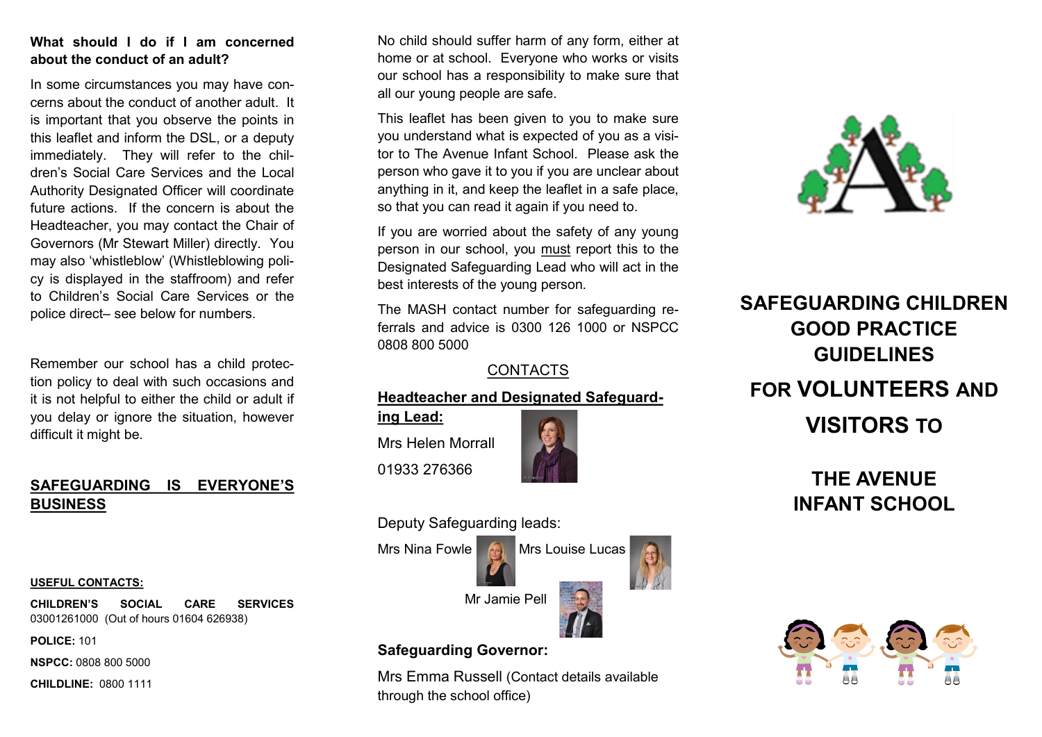**What should I do if I am concerned about the conduct of an adult?**

In some circumstances you may have concerns about the conduct of another adult. It is important that you observe the points in this leaflet and inform the DSL, or a deputy immediately. They will refer to the children's Social Care Services and the Local Authority Designated Officer will coordinate future actions. If the concern is about the Headteacher, you may contact the Chair of Governors (Mr Stewart Miller) directly. You may also 'whistleblow' (Whistleblowing policy is displayed in the staffroom) and refer to Children's Social Care Services or the police direct– see below for numbers.

Remember our school has a child protection policy to deal with such occasions and it is not helpful to either the child or adult if you delay or ignore the situation, however difficult it might be.

## SAFEGUARDING IS EVERYONE'S BUSINESS

**USEFUL CONTACTS:**

**CHILDREN'S SOCIAL CARE SERVICES** 03001261000 (Out of hours 01604 626938)

**POLICE:** 101

**NSPCC:** 0808 800 5000

**CHILDLINE:** 0800 1111

No child should suffer harm of any form, either at home or at school. Everyone who works or visits our school has a responsibility to make sure that all our young people are safe.

This leaflet has been given to you to make sure you understand what is expected of you as a visitor to The Avenue Infant School. Please ask the person who gave it to you if you are unclear about anything in it, and keep the leaflet in a safe place, so that you can read it again if you need to.

If you are worried about the safety of any young person in our school, you must report this to the Designated Safeguarding Lead who will act in the best interests of the young person.

The MASH contact number for safeguarding referrals and advice is 0300 126 1000 or NSPCC 0808 800 5000

CONTACTS

**Headteacher and Designated Safeguarding Lead:**

Mrs Helen Morrall

01933 276366

Deputy Safeguarding leads:

Mrs Nina Fowle

Mrs Louise Lucas

Mr Jamie Pell

**Safeguarding Governor:**

Mrs Emma Russell (Contact details available through the school office)

# SAFEGUARDING CHILDREN GOOD PRACTICE GUIDELINES

# FOR VOLUNTEERS AND VISITORS TO

# THE AVENUE INFANT SCHOOL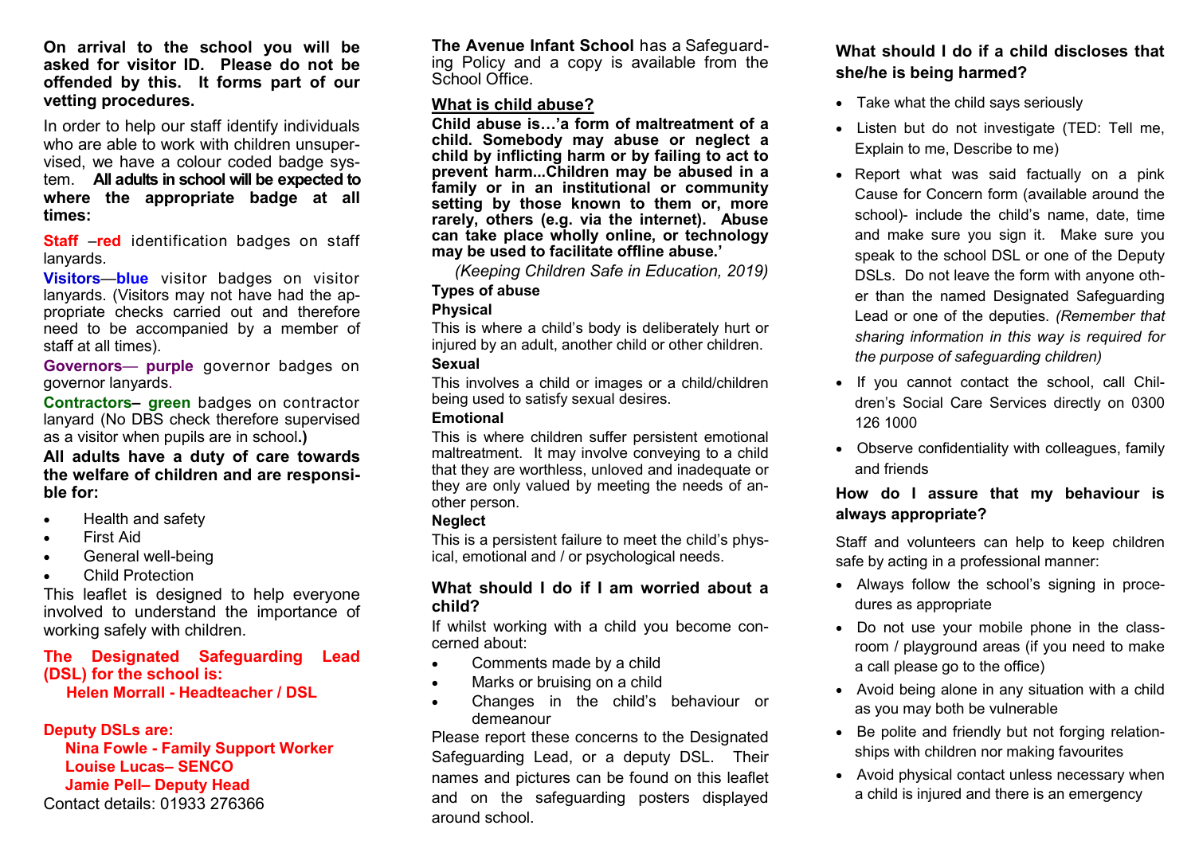**On arrival to the school you will be asked for visitor ID. Please do not be offended by this. It forms part of our vetting procedures.**

In order to help our staff identify individuals who are able to work with children unsupervised, we have a colour coded badge system. **All adults in school will be expected to where the appropriate badge at all times:**

**Staff** –**red** identification badges on staff lanyards.

**Visitors**—**blue** visitor badges on visitor lanyards. (Visitors may not have had the appropriate checks carried out and therefore need to be accompanied by a member of staff at all times).

**Governors**— **purple** governor badges on governor lanyards.

**Contractors**– **green** badges on contractor lanyard (No DBS check therefore supervised as a visitor when pupils are in school**.)**

**All adults have a duty of care towards the welfare of children and are responsible for:**

- Health and safety
- First Aid
- General well-being
- Child Protection

This leaflet is designed to help everyone involved to understand the importance of working safely with children.

**The Designated Safeguarding Lead (DSL) for the school is:**
**Helen Morrall - Headteacher / DSL**

**Deputy DSLs are:**
**Nina Fowle - Family Support Worker**
**Louise Lucas– SENCO**
**Jamie Pell– Deputy Head**
Contact details: 01933 276366

**The Avenue Infant School** has a Safeguarding Policy and a copy is available from the School Office.

## What is child abuse?

**Child abuse is…'a form of maltreatment of a child. Somebody may abuse or neglect a child by inflicting harm or by failing to act to prevent harm...Children may be abused in a family or in an institutional or community setting by those known to them or, more rarely, others (e.g. via the internet). Abuse can take place wholly online, or technology may be used to facilitate offline abuse.'**

*(Keeping Children Safe in Education, 2019)*

**Types of abuse**

**Physical**

This is where a child's body is deliberately hurt or injured by an adult, another child or other children.

**Sexual**

This involves a child or images or a child/children being used to satisfy sexual desires.

**Emotional**

This is where children suffer persistent emotional maltreatment. It may involve conveying to a child that they are worthless, unloved and inadequate or they are only valued by meeting the needs of another person.

**Neglect**

This is a persistent failure to meet the child's physical, emotional and / or psychological needs.

## What should I do if I am worried about a child?

If whilst working with a child you become concerned about:

- Comments made by a child
- Marks or bruising on a child
- Changes in the child's behaviour or demeanour

Please report these concerns to the Designated Safeguarding Lead, or a deputy DSL. Their names and pictures can be found on this leaflet and on the safeguarding posters displayed around school.

## What should I do if a child discloses that she/he is being harmed?

- Take what the child says seriously
- Listen but do not investigate (TED: Tell me, Explain to me, Describe to me)
- Report what was said factually on a pink Cause for Concern form (available around the school)- include the child's name, date, time and make sure you sign it. Make sure you speak to the school DSL or one of the Deputy DSLs. Do not leave the form with anyone other than the named Designated Safeguarding Lead or one of the deputies. *(Remember that sharing information in this way is required for the purpose of safeguarding children)*
- If you cannot contact the school, call Children's Social Care Services directly on 0300 126 1000
- Observe confidentiality with colleagues, family and friends

## How do I assure that my behaviour is always appropriate?

Staff and volunteers can help to keep children safe by acting in a professional manner:

- Always follow the school's signing in procedures as appropriate
- Do not use your mobile phone in the classroom / playground areas (if you need to make a call please go to the office)
- Avoid being alone in any situation with a child as you may both be vulnerable
- Be polite and friendly but not forging relationships with children nor making favourites
- Avoid physical contact unless necessary when a child is injured and there is an emergency